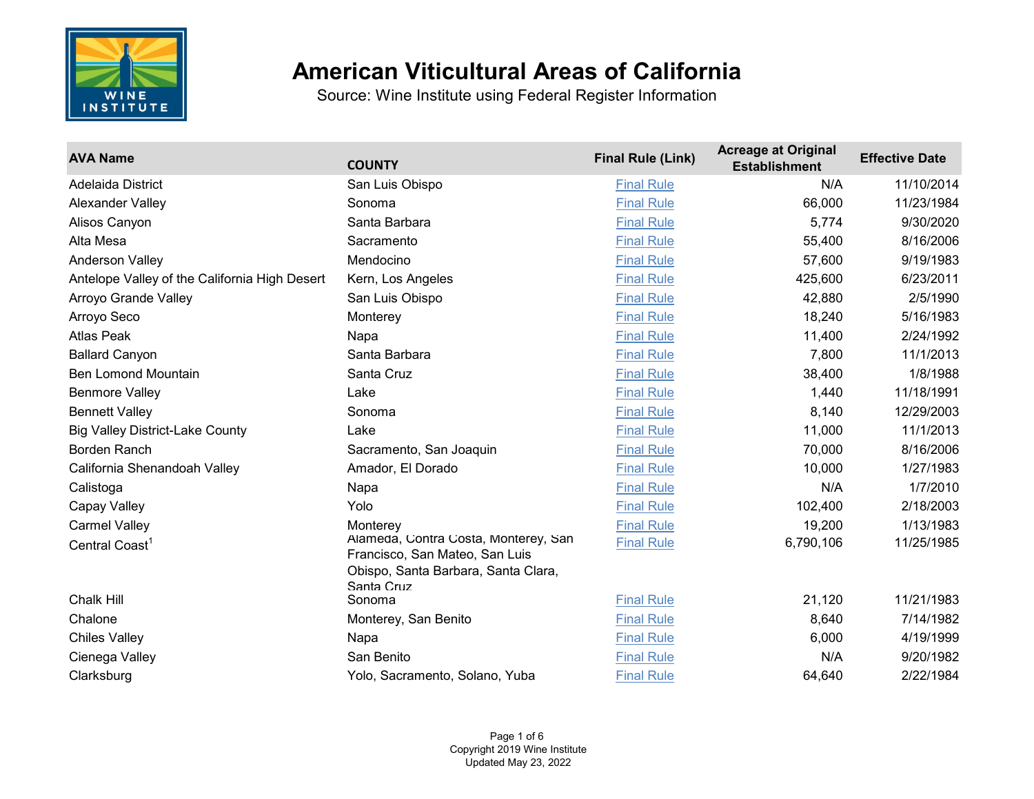# American Viticultural Areas of California

Source: Wine Institute using Federal Register Information

| AVA Name | COUNTY | Final Rule (Link) | Acreage at Original Establishment | Effective Date |
|---|---|---|---|---|
| Adelaida District | San Luis Obispo | Final Rule | N/A | 11/10/2014 |
| Alexander Valley | Sonoma | Final Rule | 66,000 | 11/23/1984 |
| Alisos Canyon | Santa Barbara | Final Rule | 5,774 | 9/30/2020 |
| Alta Mesa | Sacramento | Final Rule | 55,400 | 8/16/2006 |
| Anderson Valley | Mendocino | Final Rule | 57,600 | 9/19/1983 |
| Antelope Valley of the California High Desert | Kern, Los Angeles | Final Rule | 425,600 | 6/23/2011 |
| Arroyo Grande Valley | San Luis Obispo | Final Rule | 42,880 | 2/5/1990 |
| Arroyo Seco | Monterey | Final Rule | 18,240 | 5/16/1983 |
| Atlas Peak | Napa | Final Rule | 11,400 | 2/24/1992 |
| Ballard Canyon | Santa Barbara | Final Rule | 7,800 | 11/1/2013 |
| Ben Lomond Mountain | Santa Cruz | Final Rule | 38,400 | 1/8/1988 |
| Benmore Valley | Lake | Final Rule | 1,440 | 11/18/1991 |
| Bennett Valley | Sonoma | Final Rule | 8,140 | 12/29/2003 |
| Big Valley District-Lake County | Lake | Final Rule | 11,000 | 11/1/2013 |
| Borden Ranch | Sacramento, San Joaquin | Final Rule | 70,000 | 8/16/2006 |
| California Shenandoah Valley | Amador, El Dorado | Final Rule | 10,000 | 1/27/1983 |
| Calistoga | Napa | Final Rule | N/A | 1/7/2010 |
| Capay Valley | Yolo | Final Rule | 102,400 | 2/18/2003 |
| Carmel Valley | Monterey | Final Rule | 19,200 | 1/13/1983 |
| Central Coast[1] | Alameda, Contra Costa, Monterey, San Francisco, San Mateo, San Luis Obispo, Santa Barbara, Santa Clara, Santa Cruz | Final Rule | 6,790,106 | 11/25/1985 |
| Chalk Hill | Sonoma | Final Rule | 21,120 | 11/21/1983 |
| Chalone | Monterey, San Benito | Final Rule | 8,640 | 7/14/1982 |
| Chiles Valley | Napa | Final Rule | 6,000 | 4/19/1999 |
| Cienega Valley | San Benito | Final Rule | N/A | 9/20/1982 |
| Clarksburg | Yolo, Sacramento, Solano, Yuba | Final Rule | 64,640 | 2/22/1984 |

Copyright 2019 Wine Institute
Updated May 23, 2022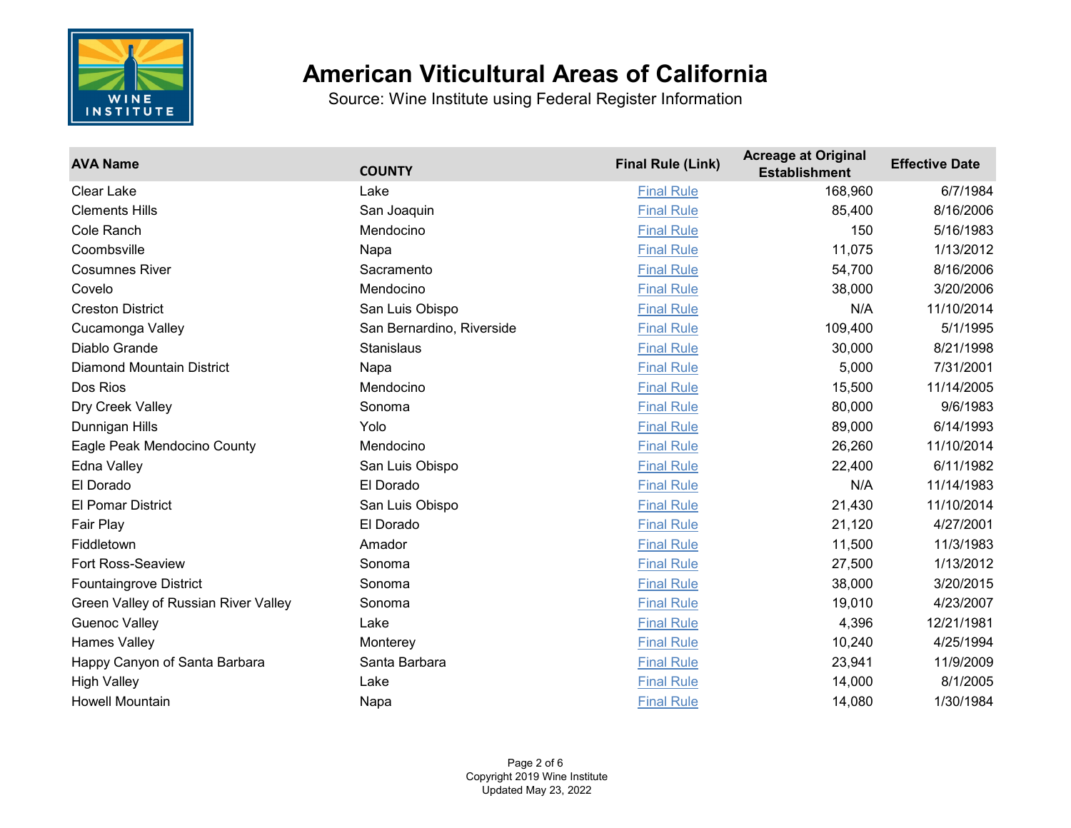# American Viticultural Areas of California

Source: Wine Institute using Federal Register Information

| AVA Name | COUNTY | Final Rule (Link) | Acreage at Original Establishment | Effective Date |
|---|---|---|---|---|
| Clear Lake | Lake | Final Rule | 168,960 | 6/7/1984 |
| Clements Hills | San Joaquin | Final Rule | 85,400 | 8/16/2006 |
| Cole Ranch | Mendocino | Final Rule | 150 | 5/16/1983 |
| Coombsville | Napa | Final Rule | 11,075 | 1/13/2012 |
| Cosumnes River | Sacramento | Final Rule | 54,700 | 8/16/2006 |
| Covelo | Mendocino | Final Rule | 38,000 | 3/20/2006 |
| Creston District | San Luis Obispo | Final Rule | N/A | 11/10/2014 |
| Cucamonga Valley | San Bernardino, Riverside | Final Rule | 109,400 | 5/1/1995 |
| Diablo Grande | Stanislaus | Final Rule | 30,000 | 8/21/1998 |
| Diamond Mountain District | Napa | Final Rule | 5,000 | 7/31/2001 |
| Dos Rios | Mendocino | Final Rule | 15,500 | 11/14/2005 |
| Dry Creek Valley | Sonoma | Final Rule | 80,000 | 9/6/1983 |
| Dunnigan Hills | Yolo | Final Rule | 89,000 | 6/14/1993 |
| Eagle Peak Mendocino County | Mendocino | Final Rule | 26,260 | 11/10/2014 |
| Edna Valley | San Luis Obispo | Final Rule | 22,400 | 6/11/1982 |
| El Dorado | El Dorado | Final Rule | N/A | 11/14/1983 |
| El Pomar District | San Luis Obispo | Final Rule | 21,430 | 11/10/2014 |
| Fair Play | El Dorado | Final Rule | 21,120 | 4/27/2001 |
| Fiddletown | Amador | Final Rule | 11,500 | 11/3/1983 |
| Fort Ross-Seaview | Sonoma | Final Rule | 27,500 | 1/13/2012 |
| Fountaingrove District | Sonoma | Final Rule | 38,000 | 3/20/2015 |
| Green Valley of Russian River Valley | Sonoma | Final Rule | 19,010 | 4/23/2007 |
| Guenoc Valley | Lake | Final Rule | 4,396 | 12/21/1981 |
| Hames Valley | Monterey | Final Rule | 10,240 | 4/25/1994 |
| Happy Canyon of Santa Barbara | Santa Barbara | Final Rule | 23,941 | 11/9/2009 |
| High Valley | Lake | Final Rule | 14,000 | 8/1/2005 |
| Howell Mountain | Napa | Final Rule | 14,080 | 1/30/1984 |

Copyright 2019 Wine Institute
Updated May 23, 2022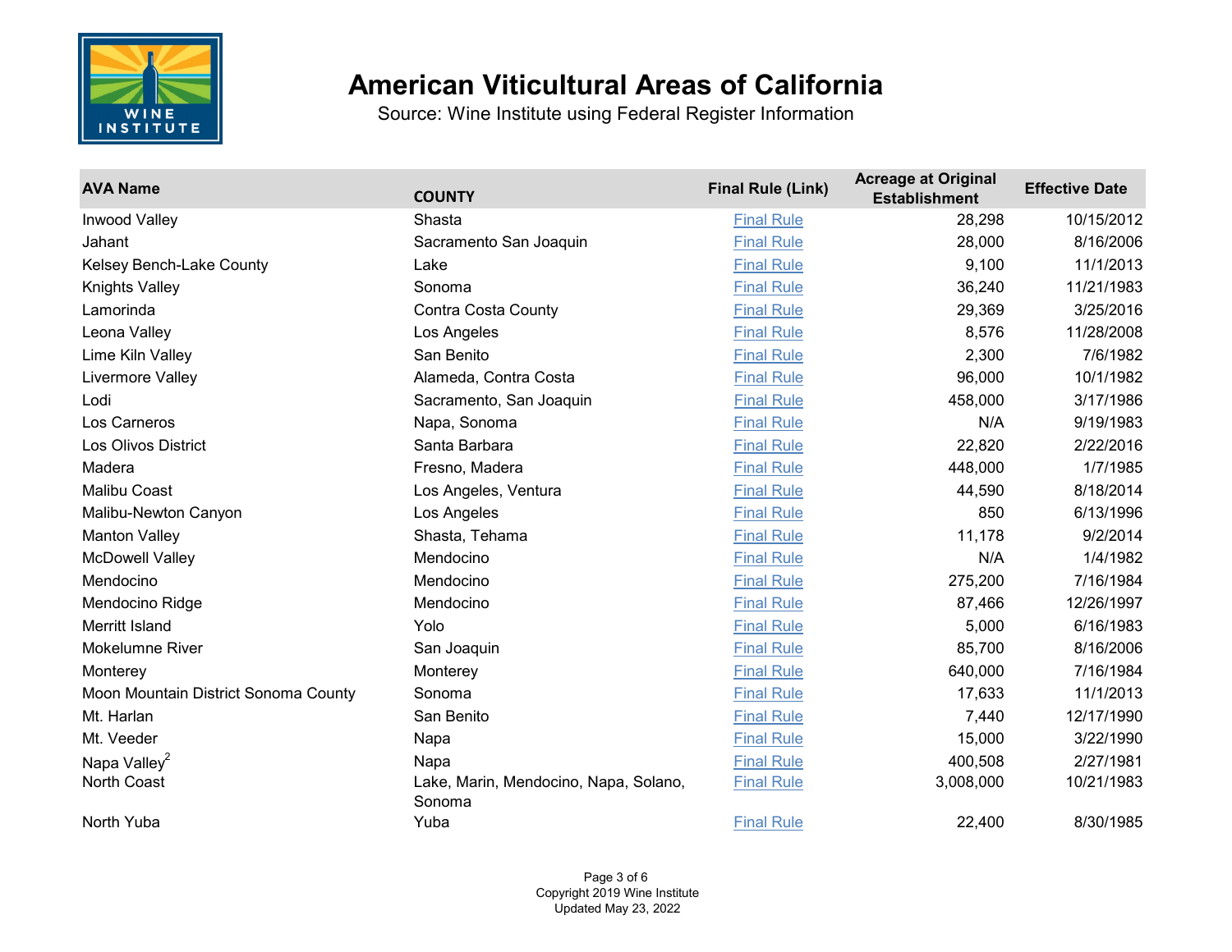# American Viticultural Areas of California

Source: Wine Institute using Federal Register Information

| AVA Name | COUNTY | Final Rule (Link) | Acreage at Original Establishment | Effective Date |
|---|---|---|---|---|
| Inwood Valley | Shasta | Final Rule | 28,298 | 10/15/2012 |
| Jahant | Sacramento San Joaquin | Final Rule | 28,000 | 8/16/2006 |
| Kelsey Bench-Lake County | Lake | Final Rule | 9,100 | 11/1/2013 |
| Knights Valley | Sonoma | Final Rule | 36,240 | 11/21/1983 |
| Lamorinda | Contra Costa County | Final Rule | 29,369 | 3/25/2016 |
| Leona Valley | Los Angeles | Final Rule | 8,576 | 11/28/2008 |
| Lime Kiln Valley | San Benito | Final Rule | 2,300 | 7/6/1982 |
| Livermore Valley | Alameda, Contra Costa | Final Rule | 96,000 | 10/1/1982 |
| Lodi | Sacramento, San Joaquin | Final Rule | 458,000 | 3/17/1986 |
| Los Carneros | Napa, Sonoma | Final Rule | N/A | 9/19/1983 |
| Los Olivos District | Santa Barbara | Final Rule | 22,820 | 2/22/2016 |
| Madera | Fresno, Madera | Final Rule | 448,000 | 1/7/1985 |
| Malibu Coast | Los Angeles, Ventura | Final Rule | 44,590 | 8/18/2014 |
| Malibu-Newton Canyon | Los Angeles | Final Rule | 850 | 6/13/1996 |
| Manton Valley | Shasta, Tehama | Final Rule | 11,178 | 9/2/2014 |
| McDowell Valley | Mendocino | Final Rule | N/A | 1/4/1982 |
| Mendocino | Mendocino | Final Rule | 275,200 | 7/16/1984 |
| Mendocino Ridge | Mendocino | Final Rule | 87,466 | 12/26/1997 |
| Merritt Island | Yolo | Final Rule | 5,000 | 6/16/1983 |
| Mokelumne River | San Joaquin | Final Rule | 85,700 | 8/16/2006 |
| Monterey | Monterey | Final Rule | 640,000 | 7/16/1984 |
| Moon Mountain District Sonoma County | Sonoma | Final Rule | 17,633 | 11/1/2013 |
| Mt. Harlan | San Benito | Final Rule | 7,440 | 12/17/1990 |
| Mt. Veeder | Napa | Final Rule | 15,000 | 3/22/1990 |
| Napa Valley[2] | Napa | Final Rule | 400,508 | 2/27/1981 |
| North Coast | Lake, Marin, Mendocino, Napa, Solano, Sonoma | Final Rule | 3,008,000 | 10/21/1983 |
| North Yuba | Yuba | Final Rule | 22,400 | 8/30/1985 |

Copyright 2019 Wine Institute
Updated May 23, 2022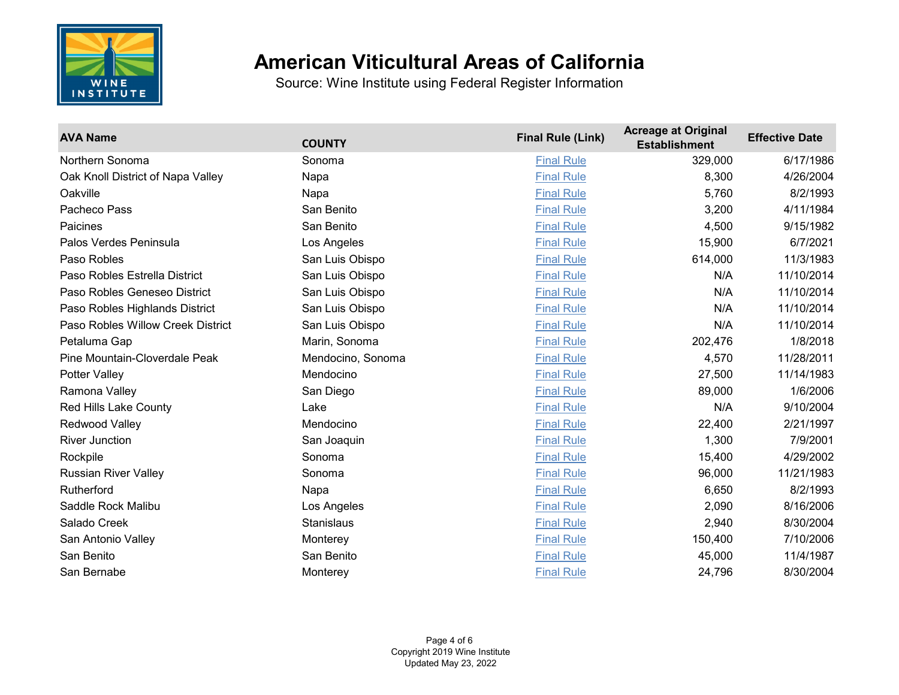# American Viticultural Areas of California

Source: Wine Institute using Federal Register Information

| AVA Name | COUNTY | Final Rule (Link) | Acreage at Original Establishment | Effective Date |
|---|---|---|---|---|
| Northern Sonoma | Sonoma | Final Rule | 329,000 | 6/17/1986 |
| Oak Knoll District of Napa Valley | Napa | Final Rule | 8,300 | 4/26/2004 |
| Oakville | Napa | Final Rule | 5,760 | 8/2/1993 |
| Pacheco Pass | San Benito | Final Rule | 3,200 | 4/11/1984 |
| Paicines | San Benito | Final Rule | 4,500 | 9/15/1982 |
| Palos Verdes Peninsula | Los Angeles | Final Rule | 15,900 | 6/7/2021 |
| Paso Robles | San Luis Obispo | Final Rule | 614,000 | 11/3/1983 |
| Paso Robles Estrella District | San Luis Obispo | Final Rule | N/A | 11/10/2014 |
| Paso Robles Geneseo District | San Luis Obispo | Final Rule | N/A | 11/10/2014 |
| Paso Robles Highlands District | San Luis Obispo | Final Rule | N/A | 11/10/2014 |
| Paso Robles Willow Creek District | San Luis Obispo | Final Rule | N/A | 11/10/2014 |
| Petaluma Gap | Marin, Sonoma | Final Rule | 202,476 | 1/8/2018 |
| Pine Mountain-Cloverdale Peak | Mendocino, Sonoma | Final Rule | 4,570 | 11/28/2011 |
| Potter Valley | Mendocino | Final Rule | 27,500 | 11/14/1983 |
| Ramona Valley | San Diego | Final Rule | 89,000 | 1/6/2006 |
| Red Hills Lake County | Lake | Final Rule | N/A | 9/10/2004 |
| Redwood Valley | Mendocino | Final Rule | 22,400 | 2/21/1997 |
| River Junction | San Joaquin | Final Rule | 1,300 | 7/9/2001 |
| Rockpile | Sonoma | Final Rule | 15,400 | 4/29/2002 |
| Russian River Valley | Sonoma | Final Rule | 96,000 | 11/21/1983 |
| Rutherford | Napa | Final Rule | 6,650 | 8/2/1993 |
| Saddle Rock Malibu | Los Angeles | Final Rule | 2,090 | 8/16/2006 |
| Salado Creek | Stanislaus | Final Rule | 2,940 | 8/30/2004 |
| San Antonio Valley | Monterey | Final Rule | 150,400 | 7/10/2006 |
| San Benito | San Benito | Final Rule | 45,000 | 11/4/1987 |
| San Bernabe | Monterey | Final Rule | 24,796 | 8/30/2004 |

Copyright 2019 Wine Institute
Updated May 23, 2022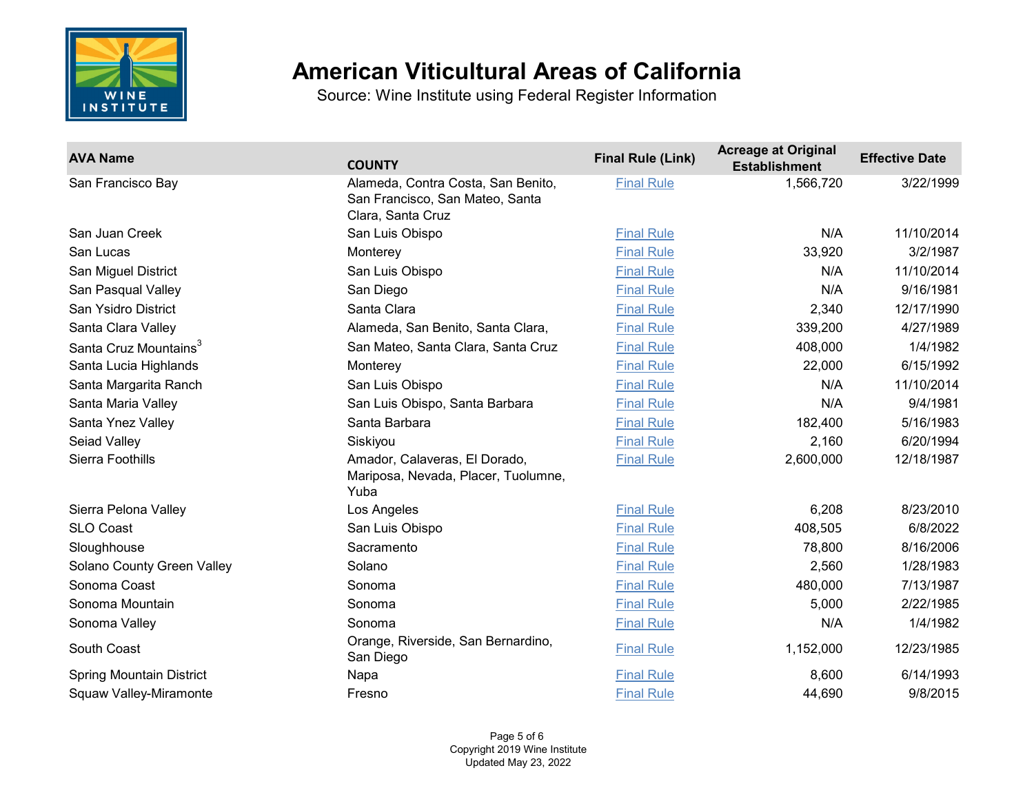# American Viticultural Areas of California

Source: Wine Institute using Federal Register Information

| AVA Name | COUNTY | Final Rule (Link) | Acreage at Original Establishment | Effective Date |
|---|---|---|---|---|
| San Francisco Bay | Alameda, Contra Costa, San Benito, San Francisco, San Mateo, Santa Clara, Santa Cruz | Final Rule | 1,566,720 | 3/22/1999 |
| San Juan Creek | San Luis Obispo | Final Rule | N/A | 11/10/2014 |
| San Lucas | Monterey | Final Rule | 33,920 | 3/2/1987 |
| San Miguel District | San Luis Obispo | Final Rule | N/A | 11/10/2014 |
| San Pasqual Valley | San Diego | Final Rule | N/A | 9/16/1981 |
| San Ysidro District | Santa Clara | Final Rule | 2,340 | 12/17/1990 |
| Santa Clara Valley | Alameda, San Benito, Santa Clara, | Final Rule | 339,200 | 4/27/1989 |
| Santa Cruz Mountains[3] | San Mateo, Santa Clara, Santa Cruz | Final Rule | 408,000 | 1/4/1982 |
| Santa Lucia Highlands | Monterey | Final Rule | 22,000 | 6/15/1992 |
| Santa Margarita Ranch | San Luis Obispo | Final Rule | N/A | 11/10/2014 |
| Santa Maria Valley | San Luis Obispo, Santa Barbara | Final Rule | N/A | 9/4/1981 |
| Santa Ynez Valley | Santa Barbara | Final Rule | 182,400 | 5/16/1983 |
| Seiad Valley | Siskiyou | Final Rule | 2,160 | 6/20/1994 |
| Sierra Foothills | Amador, Calaveras, El Dorado, Mariposa, Nevada, Placer, Tuolumne, Yuba | Final Rule | 2,600,000 | 12/18/1987 |
| Sierra Pelona Valley | Los Angeles | Final Rule | 6,208 | 8/23/2010 |
| SLO Coast | San Luis Obispo | Final Rule | 408,505 | 6/8/2022 |
| Sloughhouse | Sacramento | Final Rule | 78,800 | 8/16/2006 |
| Solano County Green Valley | Solano | Final Rule | 2,560 | 1/28/1983 |
| Sonoma Coast | Sonoma | Final Rule | 480,000 | 7/13/1987 |
| Sonoma Mountain | Sonoma | Final Rule | 5,000 | 2/22/1985 |
| Sonoma Valley | Sonoma | Final Rule | N/A | 1/4/1982 |
| South Coast | Orange, Riverside, San Bernardino, San Diego | Final Rule | 1,152,000 | 12/23/1985 |
| Spring Mountain District | Napa | Final Rule | 8,600 | 6/14/1993 |
| Squaw Valley-Miramonte | Fresno | Final Rule | 44,690 | 9/8/2015 |

Copyright 2019 Wine Institute
Updated May 23, 2022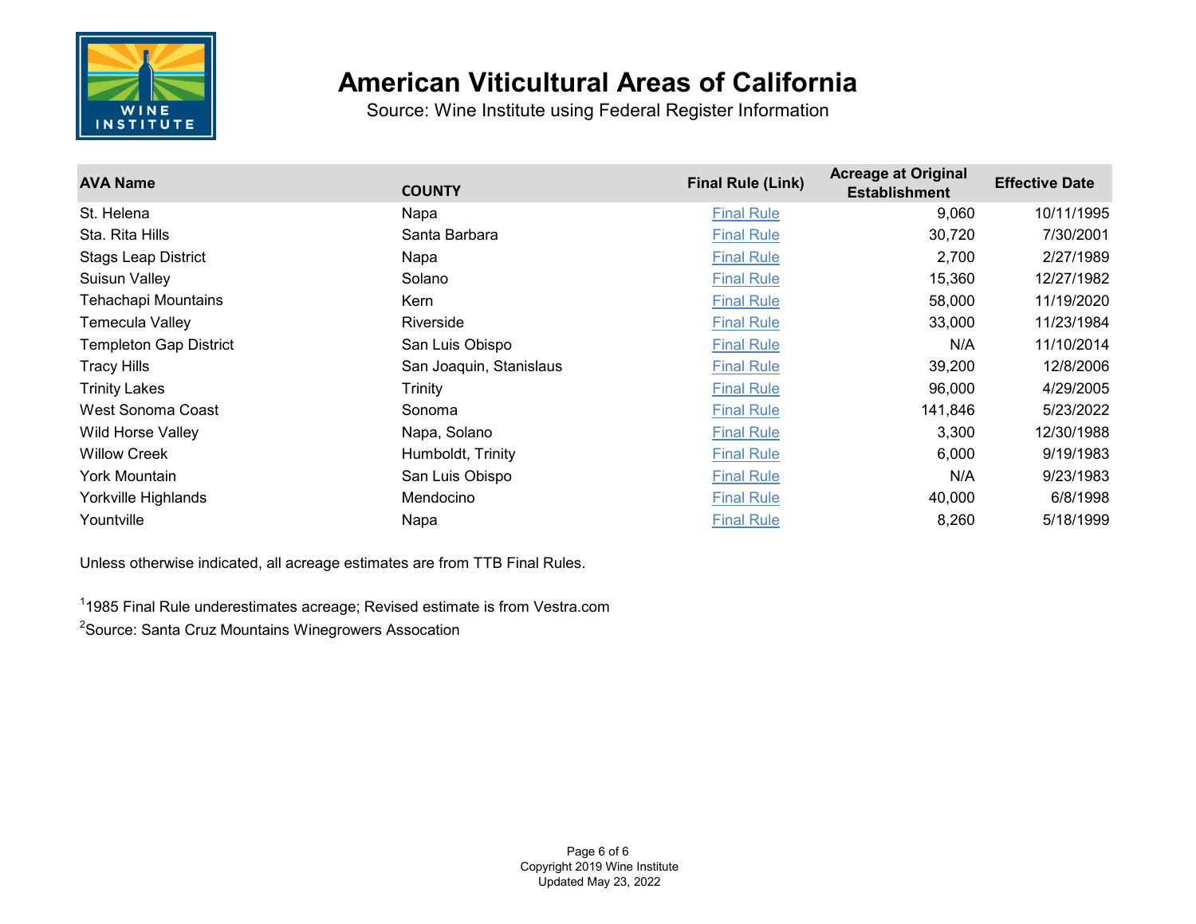# American Viticultural Areas of California

Source: Wine Institute using Federal Register Information

| AVA Name | COUNTY | Final Rule (Link) | Acreage at Original Establishment | Effective Date |
|---|---|---|---|---|
| St. Helena | Napa | Final Rule | 9,060 | 10/11/1995 |
| Sta. Rita Hills | Santa Barbara | Final Rule | 30,720 | 7/30/2001 |
| Stags Leap District | Napa | Final Rule | 2,700 | 2/27/1989 |
| Suisun Valley | Solano | Final Rule | 15,360 | 12/27/1982 |
| Tehachapi Mountains | Kern | Final Rule | 58,000 | 11/19/2020 |
| Temecula Valley | Riverside | Final Rule | 33,000 | 11/23/1984 |
| Templeton Gap District | San Luis Obispo | Final Rule | N/A | 11/10/2014 |
| Tracy Hills | San Joaquin, Stanislaus | Final Rule | 39,200 | 12/8/2006 |
| Trinity Lakes | Trinity | Final Rule | 96,000 | 4/29/2005 |
| West Sonoma Coast | Sonoma | Final Rule | 141,846 | 5/23/2022 |
| Wild Horse Valley | Napa, Solano | Final Rule | 3,300 | 12/30/1988 |
| Willow Creek | Humboldt, Trinity | Final Rule | 6,000 | 9/19/1983 |
| York Mountain | San Luis Obispo | Final Rule | N/A | 9/23/1983 |
| Yorkville Highlands | Mendocino | Final Rule | 40,000 | 6/8/1998 |
| Yountville | Napa | Final Rule | 8,260 | 5/18/1999 |

Unless otherwise indicated, all acreage estimates are from TTB Final Rules.

[1] 1985 Final Rule underestimates acreage; Revised estimate is from Vestra.com

[2] Source: Santa Cruz Mountains Winegrowers Assocation

Copyright 2019 Wine Institute
Updated May 23, 2022